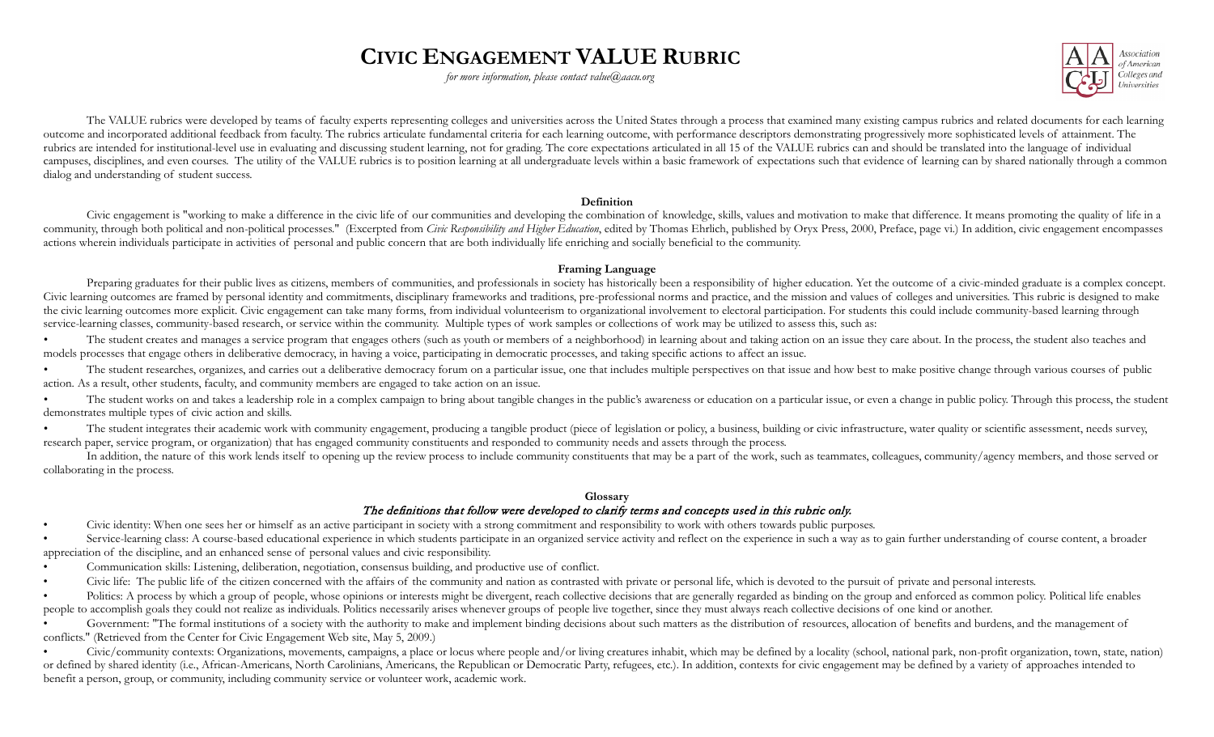# CIVIC ENGAGEMENT VALUE RUBRIC

*for more information, please contact value@aacu.org*

Association of American Colleges and Universities

The VALUE rubrics were developed by teams of faculty experts representing colleges and universities across the United States through a process that examined many existing campus rubrics and related documents for each learning outcome and incorporated additional feedback from faculty. The rubrics articulate fundamental criteria for each learning outcome, with performance descriptors demonstrating progressively more sophisticated levels of attainment. The rubrics are intended for institutional-level use in evaluating and discussing student learning, not for grading. The core expectations articulated in all 15 of the VALUE rubrics can and should be translated into the language of individual campuses, disciplines, and even courses. The utility of the VALUE rubrics is to position learning at all undergraduate levels within a basic framework of expectations such that evidence of learning can by shared nationally through a common dialog and understanding of student success.

## Definition

Civic engagement is "working to make a difference in the civic life of our communities and developing the combination of knowledge, skills, values and motivation to make that difference. It means promoting the quality of life in a community, through both political and non-political processes." (Excerpted from *Civic Responsibility and Higher Education*, edited by Thomas Ehrlich, published by Oryx Press, 2000, Preface, page vi.) In addition, civic engagement encompasses actions wherein individuals participate in activities of personal and public concern that are both individually life enriching and socially beneficial to the community.

## Framing Language

Preparing graduates for their public lives as citizens, members of communities, and professionals in society has historically been a responsibility of higher education. Yet the outcome of a civic-minded graduate is a complex concept. Civic learning outcomes are framed by personal identity and commitments, disciplinary frameworks and traditions, pre-professional norms and practice, and the mission and values of colleges and universities. This rubric is designed to make the civic learning outcomes more explicit. Civic engagement can take many forms, from individual volunteerism to organizational involvement to electoral participation. For students this could include community-based learning through service-learning classes, community-based research, or service within the community. Multiple types of work samples or collections of work may be utilized to assess this, such as:

- The student creates and manages a service program that engages others (such as youth or members of a neighborhood) in learning about and taking action on an issue they care about. In the process, the student also teaches and models processes that engage others in deliberative democracy, in having a voice, participating in democratic processes, and taking specific actions to affect an issue.
- The student researches, organizes, and carries out a deliberative democracy forum on a particular issue, one that includes multiple perspectives on that issue and how best to make positive change through various courses of public action. As a result, other students, faculty, and community members are engaged to take action on an issue.
- The student works on and takes a leadership role in a complex campaign to bring about tangible changes in the public's awareness or education on a particular issue, or even a change in public policy. Through this process, the student demonstrates multiple types of civic action and skills.
- The student integrates their academic work with community engagement, producing a tangible product (piece of legislation or policy, a business, building or civic infrastructure, water quality or scientific assessment, needs survey, research paper, service program, or organization) that has engaged community constituents and responded to community needs and assets through the process.

In addition, the nature of this work lends itself to opening up the review process to include community constituents that may be a part of the work, such as teammates, colleagues, community/agency members, and those served or collaborating in the process.

## Glossary

*The definitions that follow were developed to clarify terms and concepts used in this rubric only.*

- Civic identity: When one sees her or himself as an active participant in society with a strong commitment and responsibility to work with others towards public purposes.
- Service-learning class: A course-based educational experience in which students participate in an organized service activity and reflect on the experience in such a way as to gain further understanding of course content, a broader appreciation of the discipline, and an enhanced sense of personal values and civic responsibility.
- Communication skills: Listening, deliberation, negotiation, consensus building, and productive use of conflict.
- Civic life: The public life of the citizen concerned with the affairs of the community and nation as contrasted with private or personal life, which is devoted to the pursuit of private and personal interests.
- Politics: A process by which a group of people, whose opinions or interests might be divergent, reach collective decisions that are generally regarded as binding on the group and enforced as common policy. Political life enables people to accomplish goals they could not realize as individuals. Politics necessarily arises whenever groups of people live together, since they must always reach collective decisions of one kind or another.
- Government: "The formal institutions of a society with the authority to make and implement binding decisions about such matters as the distribution of resources, allocation of benefits and burdens, and the management of conflicts." (Retrieved from the Center for Civic Engagement Web site, May 5, 2009.)
- Civic/community contexts: Organizations, movements, campaigns, a place or locus where people and/or living creatures inhabit, which may be defined by a locality (school, national park, non-profit organization, town, state, nation) or defined by shared identity (i.e., African-Americans, North Carolinians, Americans, the Republican or Democratic Party, refugees, etc.). In addition, contexts for civic engagement may be defined by a variety of approaches intended to benefit a person, group, or community, including community service or volunteer work, academic work.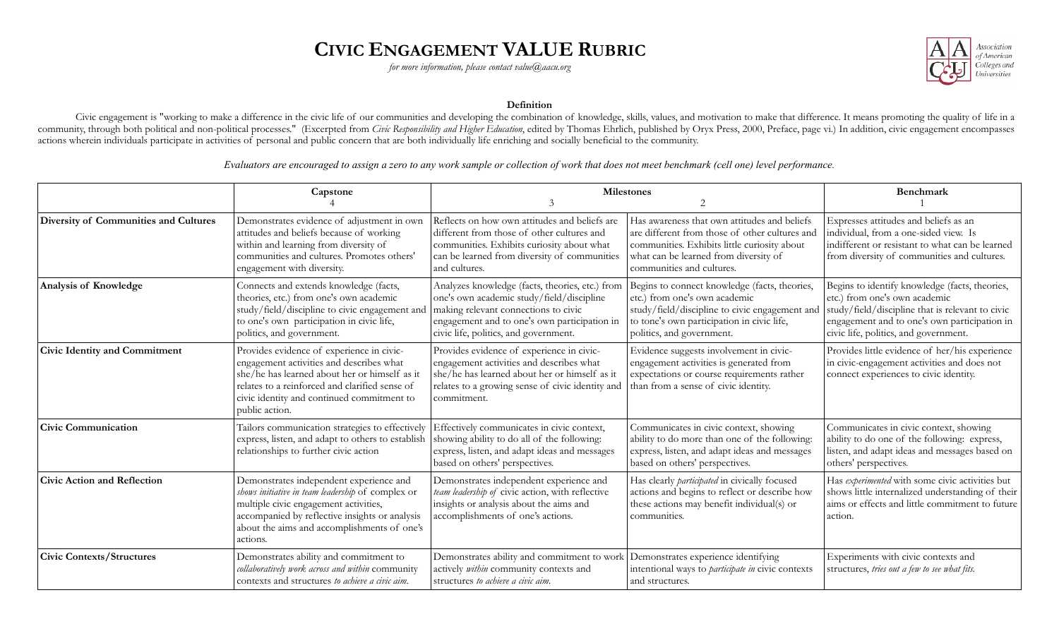# Civic Engagement VALUE Rubric

*for more information, please contact value@aacu.org*

**Definition**

Civic engagement is "working to make a difference in the civic life of our communities and developing the combination of knowledge, skills, values, and motivation to make that difference. It means promoting the quality of life in a community, through both political and non-political processes." (Excerpted from *Civic Responsibility and Higher Education*, edited by Thomas Ehrlich, published by Oryx Press, 2000, Preface, page vi.) In addition, civic engagement encompasses actions wherein individuals participate in activities of personal and public concern that are both individually life enriching and socially beneficial to the community.

*Evaluators are encouraged to assign a zero to any work sample or collection of work that does not meet benchmark (cell one) level performance.*

| | Capstone<br>4 | Milestones<br>3 | <br>2 | Benchmark<br>1 |
|---|---|---|---|---|
| **Diversity of Communities and Cultures** | Demonstrates evidence of adjustment in own attitudes and beliefs because of working within and learning from diversity of communities and cultures. Promotes others' engagement with diversity. | Reflects on how own attitudes and beliefs are different from those of other cultures and communities. Exhibits curiosity about what can be learned from diversity of communities and cultures. | Has awareness that own attitudes and beliefs are different from those of other cultures and communities. Exhibits little curiosity about what can be learned from diversity of communities and cultures. | Expresses attitudes and beliefs as an individual, from a one-sided view. Is indifferent or resistant to what can be learned from diversity of communities and cultures. |
| **Analysis of Knowledge** | Connects and extends knowledge (facts, theories, etc.) from one's own academic study/field/discipline to civic engagement and to one's own participation in civic life, politics, and government. | Analyzes knowledge (facts, theories, etc.) from one's own academic study/field/discipline making relevant connections to civic engagement and to one's own participation in civic life, politics, and government. | Begins to connect knowledge (facts, theories, etc.) from one's own academic study/field/discipline to civic engagement and to tone's own participation in civic life, politics, and government. | Begins to identify knowledge (facts, theories, etc.) from one's own academic study/field/discipline that is relevant to civic engagement and to one's own participation in civic life, politics, and government. |
| **Civic Identity and Commitment** | Provides evidence of experience in civic-engagement activities and describes what she/he has learned about her or himself as it relates to a reinforced and clarified sense of civic identity and continued commitment to public action. | Provides evidence of experience in civic-engagement activities and describes what she/he has learned about her or himself as it relates to a growing sense of civic identity and commitment. | Evidence suggests involvement in civic-engagement activities is generated from expectations or course requirements rather than from a sense of civic identity. | Provides little evidence of her/his experience in civic-engagement activities and does not connect experiences to civic identity. |
| **Civic Communication** | Tailors communication strategies to effectively express, listen, and adapt to others to establish relationships to further civic action | Effectively communicates in civic context, showing ability to do all of the following: express, listen, and adapt ideas and messages based on others' perspectives. | Communicates in civic context, showing ability to do more than one of the following: express, listen, and adapt ideas and messages based on others' perspectives. | Communicates in civic context, showing ability to do one of the following: express, listen, and adapt ideas and messages based on others' perspectives. |
| **Civic Action and Reflection** | Demonstrates independent experience and *shows initiative in team leadership* of complex or multiple civic engagement activities, accompanied by reflective insights or analysis about the aims and accomplishments of one's actions. | Demonstrates independent experience and *team leadership of* civic action, with reflective insights or analysis about the aims and accomplishments of one's actions. | Has clearly *participated* in civically focused actions and begins to reflect or describe how these actions may benefit individual(s) or communities. | Has *experimented* with some civic activities but shows little internalized understanding of their aims or effects and little commitment to future action. |
| **Civic Contexts/Structures** | Demonstrates ability and commitment to *collaboratively work across and within* community contexts and structures *to achieve a civic aim*. | Demonstrates ability and commitment to work actively *within* community contexts and structures *to achieve a civic aim*. | Demonstrates experience identifying intentional ways to *participate in* civic contexts and structures. | Experiments with civic contexts and structures, *tries out a few to see what fits.* |